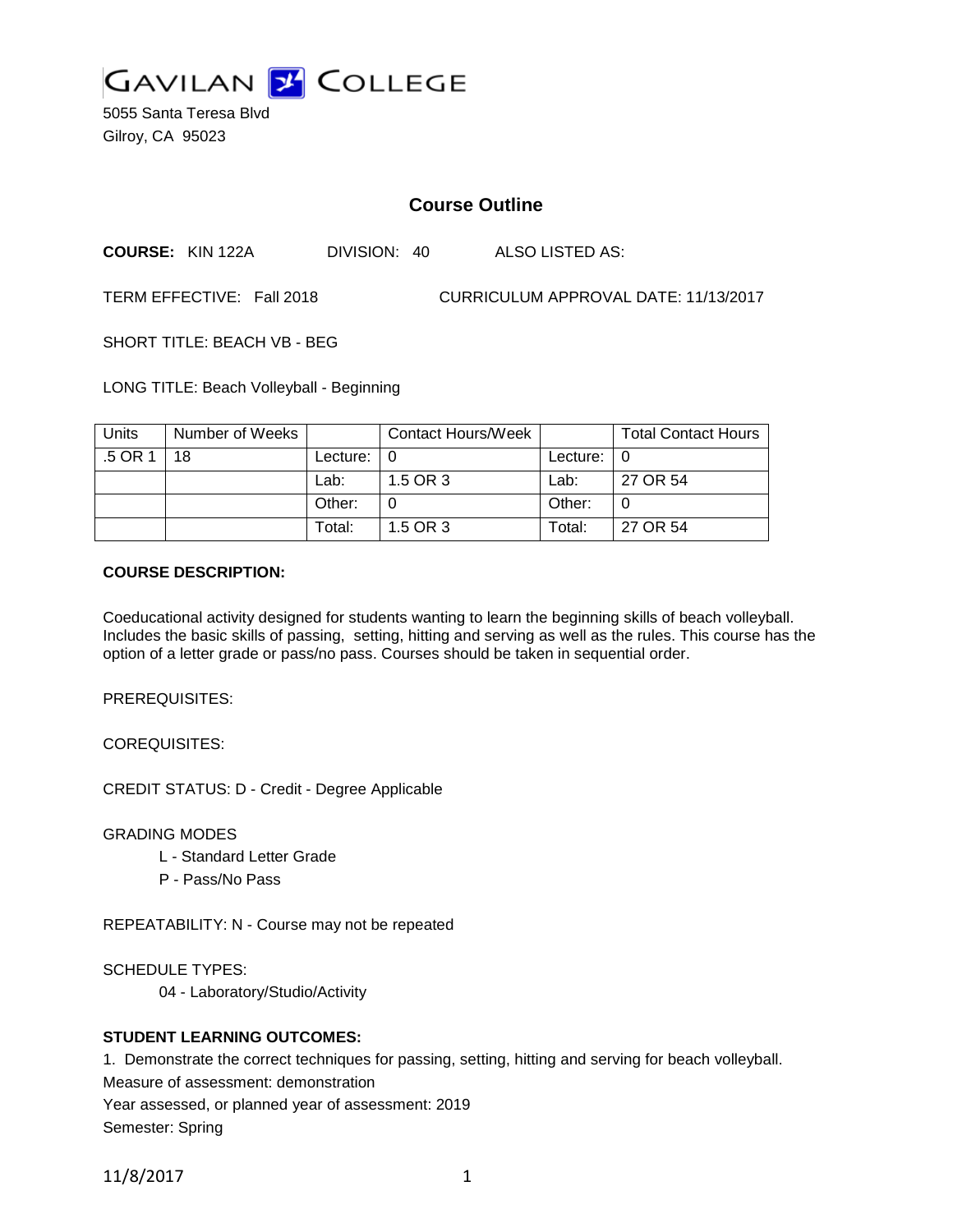# GAVILAN COLLEGE

5055 Santa Teresa Blvd
Gilroy, CA 95023

## Course Outline

**COURSE:** KIN 122A DIVISION: 40 ALSO LISTED AS:

TERM EFFECTIVE: Fall 2018 CURRICULUM APPROVAL DATE: 11/13/2017

SHORT TITLE: BEACH VB - BEG

LONG TITLE: Beach Volleyball - Beginning

| Units | Number of Weeks | | Contact Hours/Week | | Total Contact Hours |
|---|---|---|---|---|---|
| .5 OR 1 | 18 | Lecture: | 0 | Lecture: | 0 |
| | | Lab: | 1.5 OR 3 | Lab: | 27 OR 54 |
| | | Other: | 0 | Other: | 0 |
| | | Total: | 1.5 OR 3 | Total: | 27 OR 54 |

**COURSE DESCRIPTION:**

Coeducational activity designed for students wanting to learn the beginning skills of beach volleyball. Includes the basic skills of passing, setting, hitting and serving as well as the rules. This course has the option of a letter grade or pass/no pass. Courses should be taken in sequential order.

PREREQUISITES:

COREQUISITES:

CREDIT STATUS: D - Credit - Degree Applicable

GRADING MODES

L - Standard Letter Grade
P - Pass/No Pass

REPEATABILITY: N - Course may not be repeated

SCHEDULE TYPES:

04 - Laboratory/Studio/Activity

**STUDENT LEARNING OUTCOMES:**

1. Demonstrate the correct techniques for passing, setting, hitting and serving for beach volleyball.
Measure of assessment: demonstration
Year assessed, or planned year of assessment: 2019
Semester: Spring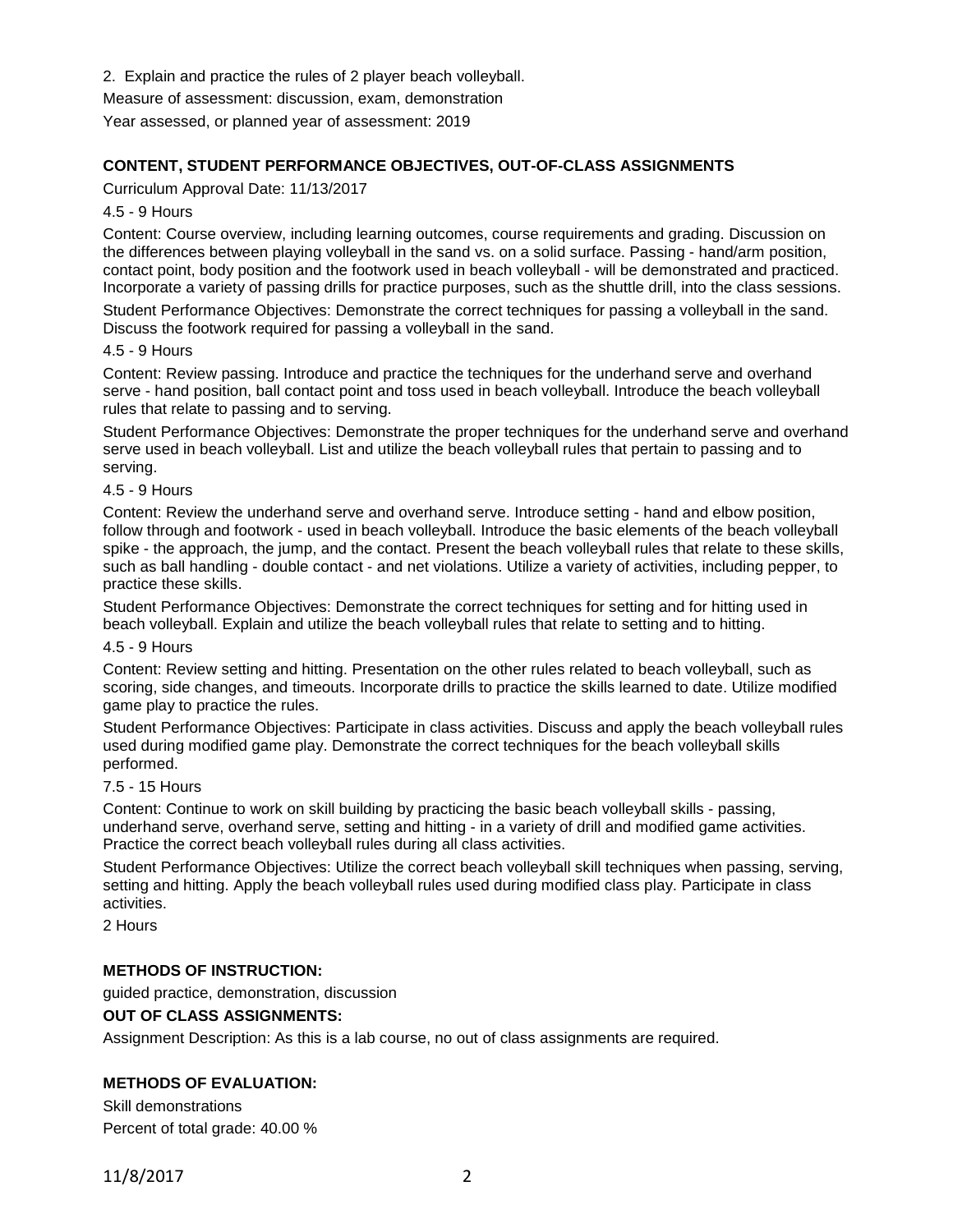2. Explain and practice the rules of 2 player beach volleyball.

Measure of assessment: discussion, exam, demonstration

Year assessed, or planned year of assessment: 2019

**CONTENT, STUDENT PERFORMANCE OBJECTIVES, OUT-OF-CLASS ASSIGNMENTS**

Curriculum Approval Date: 11/13/2017

4.5 - 9 Hours

Content: Course overview, including learning outcomes, course requirements and grading. Discussion on the differences between playing volleyball in the sand vs. on a solid surface. Passing - hand/arm position, contact point, body position and the footwork used in beach volleyball - will be demonstrated and practiced. Incorporate a variety of passing drills for practice purposes, such as the shuttle drill, into the class sessions.

Student Performance Objectives: Demonstrate the correct techniques for passing a volleyball in the sand. Discuss the footwork required for passing a volleyball in the sand.

4.5 - 9 Hours

Content: Review passing. Introduce and practice the techniques for the underhand serve and overhand serve - hand position, ball contact point and toss used in beach volleyball. Introduce the beach volleyball rules that relate to passing and to serving.

Student Performance Objectives: Demonstrate the proper techniques for the underhand serve and overhand serve used in beach volleyball. List and utilize the beach volleyball rules that pertain to passing and to serving.

4.5 - 9 Hours

Content: Review the underhand serve and overhand serve. Introduce setting - hand and elbow position, follow through and footwork - used in beach volleyball. Introduce the basic elements of the beach volleyball spike - the approach, the jump, and the contact. Present the beach volleyball rules that relate to these skills, such as ball handling - double contact - and net violations. Utilize a variety of activities, including pepper, to practice these skills.

Student Performance Objectives: Demonstrate the correct techniques for setting and for hitting used in beach volleyball. Explain and utilize the beach volleyball rules that relate to setting and to hitting.

4.5 - 9 Hours

Content: Review setting and hitting. Presentation on the other rules related to beach volleyball, such as scoring, side changes, and timeouts. Incorporate drills to practice the skills learned to date. Utilize modified game play to practice the rules.

Student Performance Objectives: Participate in class activities. Discuss and apply the beach volleyball rules used during modified game play. Demonstrate the correct techniques for the beach volleyball skills performed.

7.5 - 15 Hours

Content: Continue to work on skill building by practicing the basic beach volleyball skills - passing, underhand serve, overhand serve, setting and hitting - in a variety of drill and modified game activities. Practice the correct beach volleyball rules during all class activities.

Student Performance Objectives: Utilize the correct beach volleyball skill techniques when passing, serving, setting and hitting. Apply the beach volleyball rules used during modified class play. Participate in class activities.

2 Hours

**METHODS OF INSTRUCTION:**

guided practice, demonstration, discussion

**OUT OF CLASS ASSIGNMENTS:**

Assignment Description: As this is a lab course, no out of class assignments are required.

**METHODS OF EVALUATION:**

Skill demonstrations

Percent of total grade: 40.00 %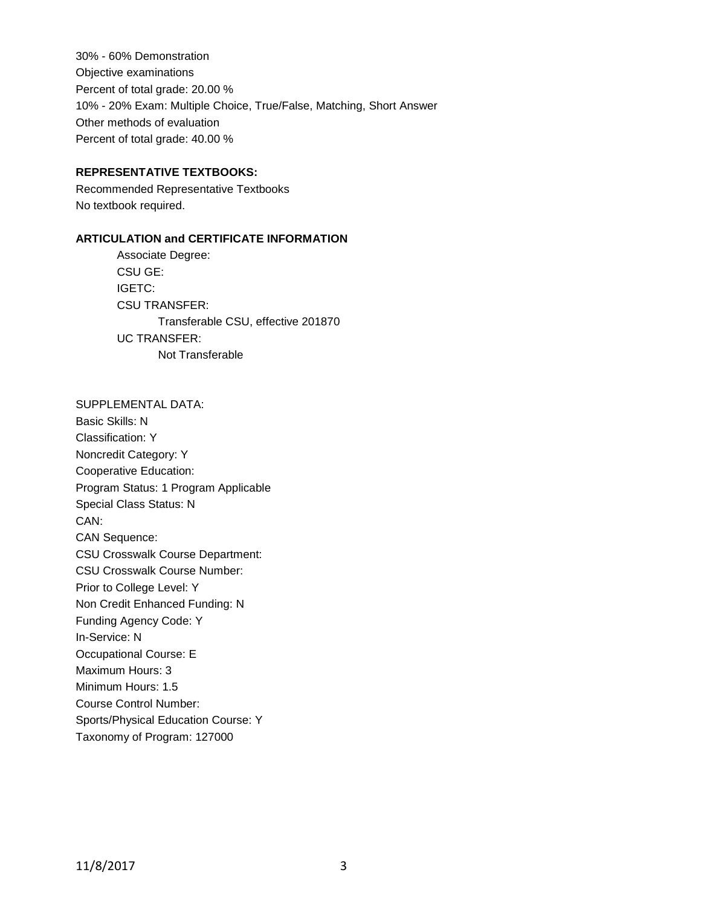30% - 60% Demonstration
Objective examinations
Percent of total grade: 20.00 %
10% - 20% Exam: Multiple Choice, True/False, Matching, Short Answer
Other methods of evaluation
Percent of total grade: 40.00 %

**REPRESENTATIVE TEXTBOOKS:**

Recommended Representative Textbooks
No textbook required.

**ARTICULATION and CERTIFICATE INFORMATION**

Associate Degree:
CSU GE:
IGETC:
CSU TRANSFER:
Transferable CSU, effective 201870
UC TRANSFER:
Not Transferable

SUPPLEMENTAL DATA:
Basic Skills: N
Classification: Y
Noncredit Category: Y
Cooperative Education:
Program Status: 1 Program Applicable
Special Class Status: N
CAN:
CAN Sequence:
CSU Crosswalk Course Department:
CSU Crosswalk Course Number:
Prior to College Level: Y
Non Credit Enhanced Funding: N
Funding Agency Code: Y
In-Service: N
Occupational Course: E
Maximum Hours: 3
Minimum Hours: 1.5
Course Control Number:
Sports/Physical Education Course: Y
Taxonomy of Program: 127000